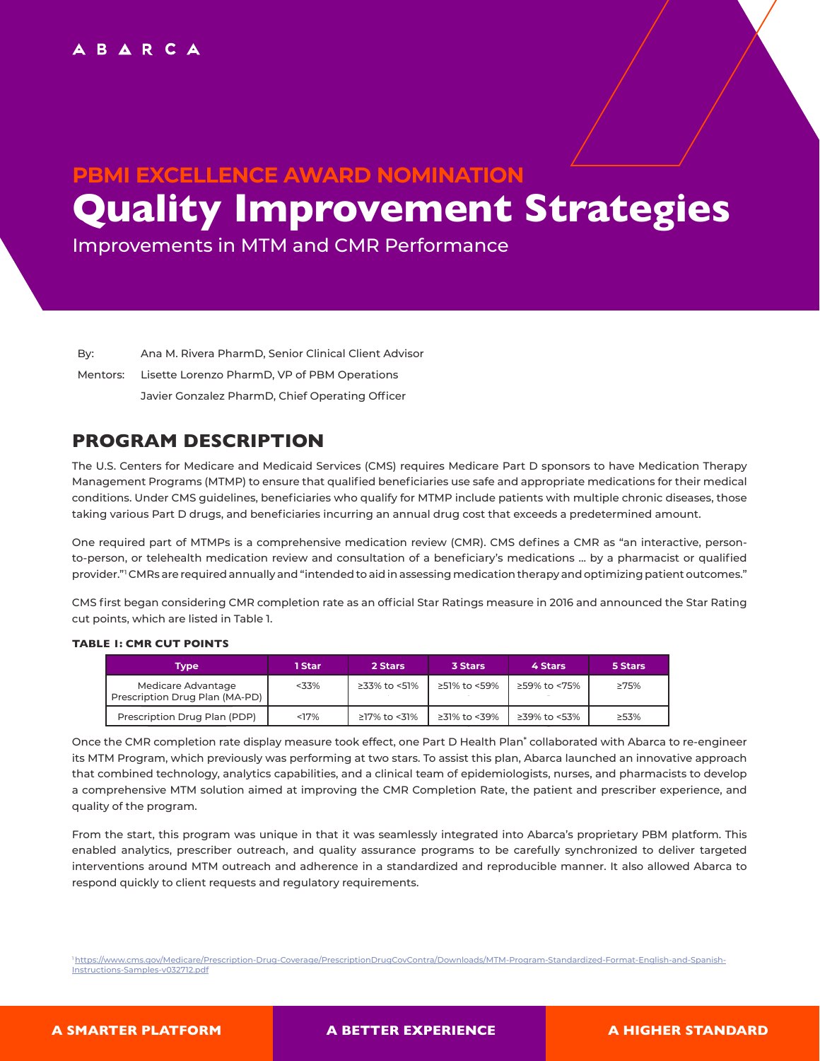ABARCA

## PBMI EXCELLENCE AWARD NOMINATION

# Quality Improvement Strategies

Improvements in MTM and CMR Performance

By: Ana M. Rivera PharmD, Senior Clinical Client Advisor

Mentors: Lisette Lorenzo PharmD, VP of PBM Operations

Javier Gonzalez PharmD, Chief Operating Officer

## PROGRAM DESCRIPTION

The U.S. Centers for Medicare and Medicaid Services (CMS) requires Medicare Part D sponsors to have Medication Therapy Management Programs (MTMP) to ensure that qualified beneficiaries use safe and appropriate medications for their medical conditions. Under CMS guidelines, beneficiaries who qualify for MTMP include patients with multiple chronic diseases, those taking various Part D drugs, and beneficiaries incurring an annual drug cost that exceeds a predetermined amount.

One required part of MTMPs is a comprehensive medication review (CMR). CMS defines a CMR as "an interactive, person-to-person, or telehealth medication review and consultation of a beneficiary's medications … by a pharmacist or qualified provider."[1] CMRs are required annually and "intended to aid in assessing medication therapy and optimizing patient outcomes."

CMS first began considering CMR completion rate as an official Star Ratings measure in 2016 and announced the Star Rating cut points, which are listed in Table 1.

**TABLE 1: CMR CUT POINTS**

| Type | 1 Star | 2 Stars | 3 Stars | 4 Stars | 5 Stars |
|---|---|---|---|---|---|
| Medicare Advantage Prescription Drug Plan (MA-PD) | <33% | ≥33% to <51% | ≥51% to <59% | ≥59% to <75% | ≥75% |
| Prescription Drug Plan (PDP) | <17% | ≥17% to <31% | ≥31% to <39% | ≥39% to <53% | ≥53% |

Once the CMR completion rate display measure took effect, one Part D Health Plan* collaborated with Abarca to re-engineer its MTM Program, which previously was performing at two stars. To assist this plan, Abarca launched an innovative approach that combined technology, analytics capabilities, and a clinical team of epidemiologists, nurses, and pharmacists to develop a comprehensive MTM solution aimed at improving the CMR Completion Rate, the patient and prescriber experience, and quality of the program.

From the start, this program was unique in that it was seamlessly integrated into Abarca's proprietary PBM platform. This enabled analytics, prescriber outreach, and quality assurance programs to be carefully synchronized to deliver targeted interventions around MTM outreach and adherence in a standardized and reproducible manner. It also allowed Abarca to respond quickly to client requests and regulatory requirements.

[1] https://www.cms.gov/Medicare/Prescription-Drug-Coverage/PrescriptionDrugCovContra/Downloads/MTM-Program-Standardized-Format-English-and-Spanish-Instructions-Samples-v032712.pdf

A SMARTER PLATFORM | A BETTER EXPERIENCE | A HIGHER STANDARD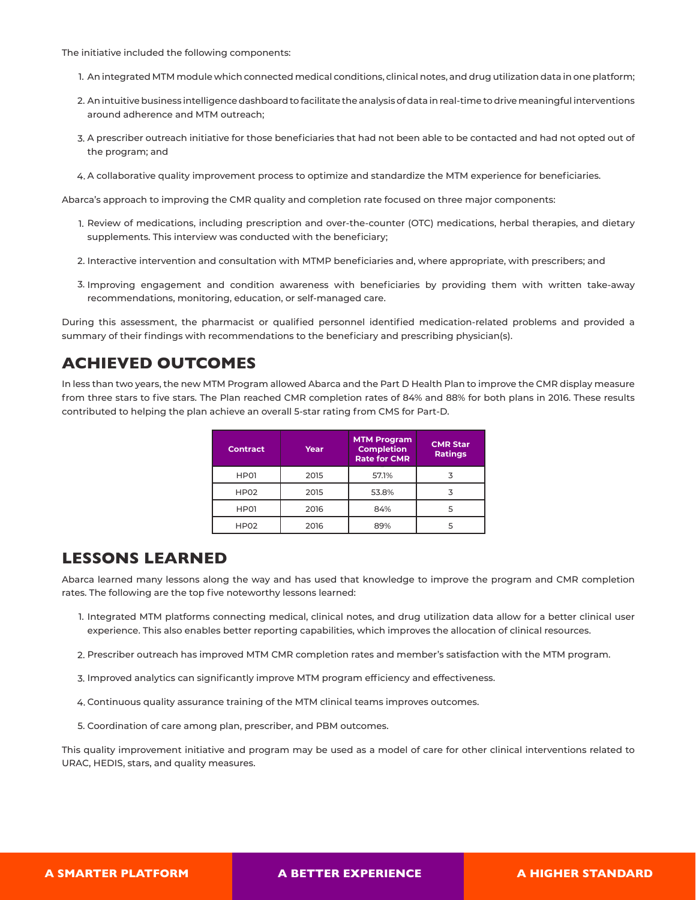The initiative included the following components:

1. An integrated MTM module which connected medical conditions, clinical notes, and drug utilization data in one platform;
2. An intuitive business intelligence dashboard to facilitate the analysis of data in real-time to drive meaningful interventions around adherence and MTM outreach;
3. A prescriber outreach initiative for those beneficiaries that had not been able to be contacted and had not opted out of the program; and
4. A collaborative quality improvement process to optimize and standardize the MTM experience for beneficiaries.

Abarca's approach to improving the CMR quality and completion rate focused on three major components:

1. Review of medications, including prescription and over-the-counter (OTC) medications, herbal therapies, and dietary supplements. This interview was conducted with the beneficiary;
2. Interactive intervention and consultation with MTMP beneficiaries and, where appropriate, with prescribers; and
3. Improving engagement and condition awareness with beneficiaries by providing them with written take-away recommendations, monitoring, education, or self-managed care.

During this assessment, the pharmacist or qualified personnel identified medication-related problems and provided a summary of their findings with recommendations to the beneficiary and prescribing physician(s).

## ACHIEVED OUTCOMES

In less than two years, the new MTM Program allowed Abarca and the Part D Health Plan to improve the CMR display measure from three stars to five stars. The Plan reached CMR completion rates of 84% and 88% for both plans in 2016. These results contributed to helping the plan achieve an overall 5-star rating from CMS for Part-D.

| Contract | Year | MTM Program Completion Rate for CMR | CMR Star Ratings |
|---|---|---|---|
| HP01 | 2015 | 57.1% | 3 |
| HP02 | 2015 | 53.8% | 3 |
| HP01 | 2016 | 84% | 5 |
| HP02 | 2016 | 89% | 5 |

## LESSONS LEARNED

Abarca learned many lessons along the way and has used that knowledge to improve the program and CMR completion rates. The following are the top five noteworthy lessons learned:

1. Integrated MTM platforms connecting medical, clinical notes, and drug utilization data allow for a better clinical user experience. This also enables better reporting capabilities, which improves the allocation of clinical resources.
2. Prescriber outreach has improved MTM CMR completion rates and member's satisfaction with the MTM program.
3. Improved analytics can significantly improve MTM program efficiency and effectiveness.
4. Continuous quality assurance training of the MTM clinical teams improves outcomes.
5. Coordination of care among plan, prescriber, and PBM outcomes.

This quality improvement initiative and program may be used as a model of care for other clinical interventions related to URAC, HEDIS, stars, and quality measures.

A SMARTER PLATFORM | A BETTER EXPERIENCE | A HIGHER STANDARD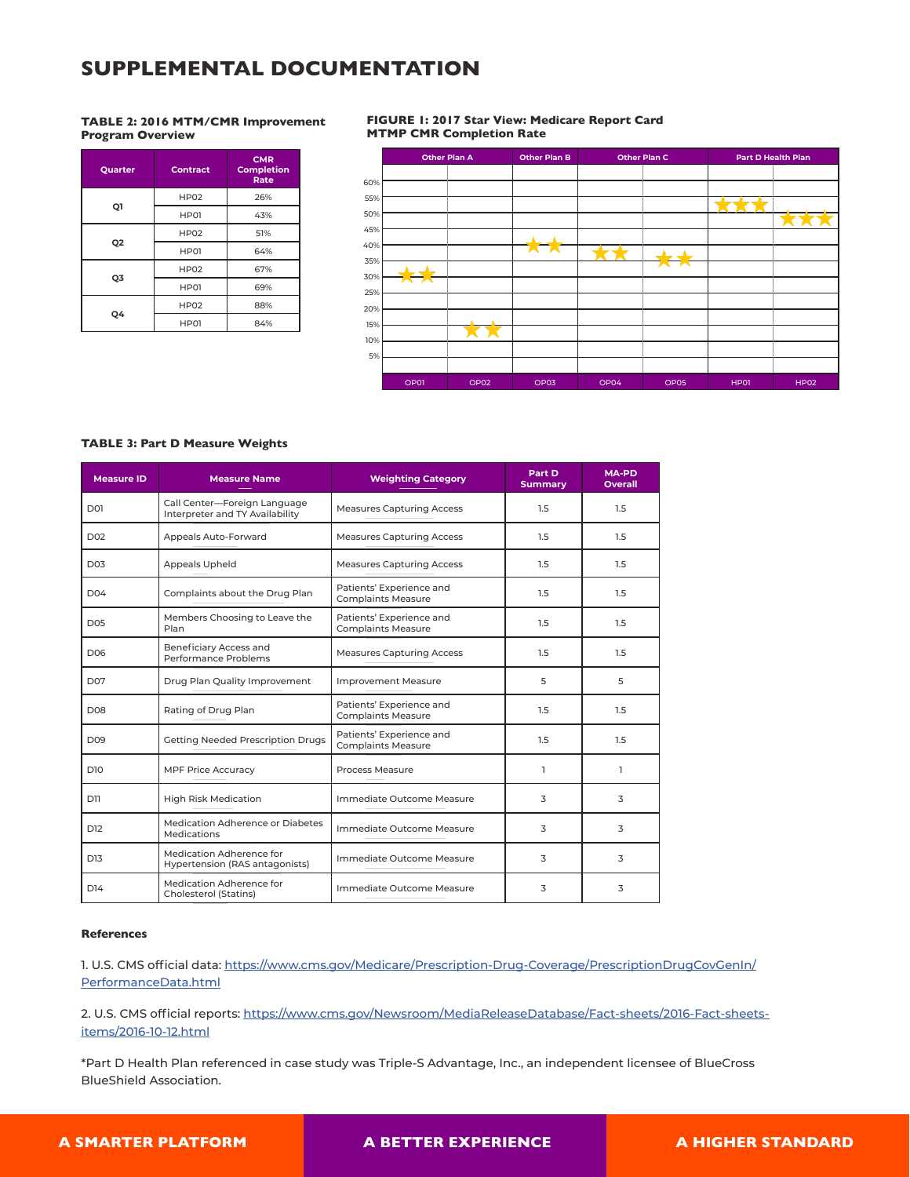# SUPPLEMENTAL DOCUMENTATION

**TABLE 2: 2016 MTM/CMR Improvement Program Overview**

| Quarter | Contract | CMR Completion Rate |
|---|---|---|
| Q1 | HP02 | 26% |
| | HP01 | 43% |
| Q2 | HP02 | 51% |
| | HP01 | 64% |
| Q3 | HP02 | 67% |
| | HP01 | 69% |
| Q4 | HP02 | 88% |
| | HP01 | 84% |

**FIGURE 1: 2017 Star View: Medicare Report Card MTMP CMR Completion Rate**

Other Plan A
Other Plan B
Other Plan C
Part D Health Plan

60%
55%
50%
45%
40%
35%
30%
25%
20%
15%
10%
5%

OP01
OP02
OP03
OP04
OP05
HP01
HP02

**TABLE 3: Part D Measure Weights**

| Measure ID | Measure Name | Weighting Category | Part D Summary | MA-PD Overall |
|---|---|---|---|---|
| D01 | Call Center—Foreign Language Interpreter and TY Availability | Measures Capturing Access | 1.5 | 1.5 |
| D02 | Appeals Auto-Forward | Measures Capturing Access | 1.5 | 1.5 |
| D03 | Appeals Upheld | Measures Capturing Access | 1.5 | 1.5 |
| D04 | Complaints about the Drug Plan | Patients' Experience and Complaints Measure | 1.5 | 1.5 |
| D05 | Members Choosing to Leave the Plan | Patients' Experience and Complaints Measure | 1.5 | 1.5 |
| D06 | Beneficiary Access and Performance Problems | Measures Capturing Access | 1.5 | 1.5 |
| D07 | Drug Plan Quality Improvement | Improvement Measure | 5 | 5 |
| D08 | Rating of Drug Plan | Patients' Experience and Complaints Measure | 1.5 | 1.5 |
| D09 | Getting Needed Prescription Drugs | Patients' Experience and Complaints Measure | 1.5 | 1.5 |
| D10 | MPF Price Accuracy | Process Measure | 1 | 1 |
| D11 | High Risk Medication | Immediate Outcome Measure | 3 | 3 |
| D12 | Medication Adherence or Diabetes Medications | Immediate Outcome Measure | 3 | 3 |
| D13 | Medication Adherence for Hypertension (RAS antagonists) | Immediate Outcome Measure | 3 | 3 |
| D14 | Medication Adherence for Cholesterol (Statins) | Immediate Outcome Measure | 3 | 3 |

**References**

1. U.S. CMS official data: https://www.cms.gov/Medicare/Prescription-Drug-Coverage/PrescriptionDrugCovGenIn/PerformanceData.html

2. U.S. CMS official reports: https://www.cms.gov/Newsroom/MediaReleaseDatabase/Fact-sheets/2016-Fact-sheets-items/2016-10-12.html

*Part D Health Plan referenced in case study was Triple-S Advantage, Inc., an independent licensee of BlueCross BlueShield Association.

A SMARTER PLATFORM | A BETTER EXPERIENCE | A HIGHER STANDARD